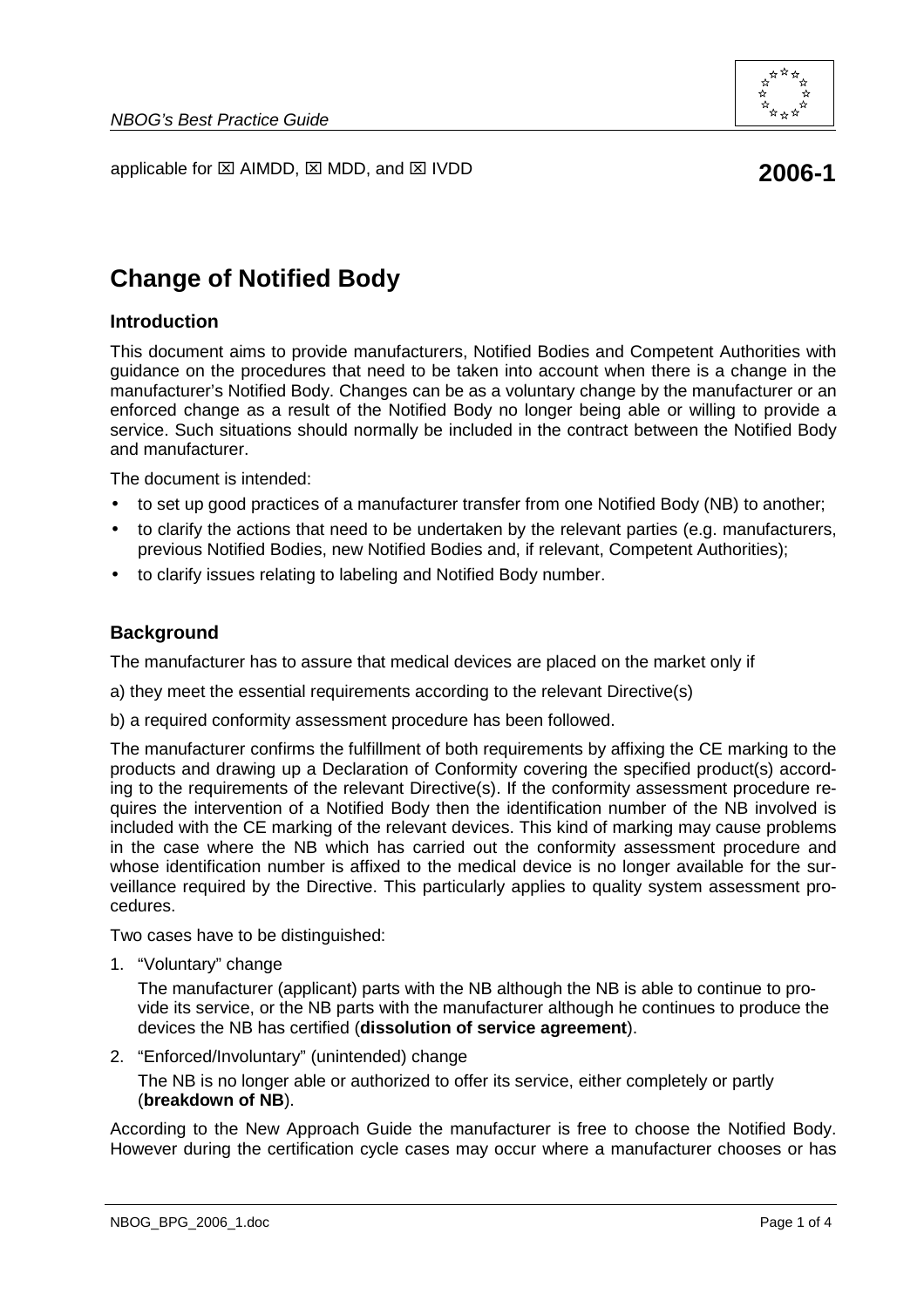applicable for ☒ AIMDD, ☒ MDD, and ☒ IVDD

**2006-1**

# Change of Notified Body

## Introduction

This document aims to provide manufacturers, Notified Bodies and Competent Authorities with guidance on the procedures that need to be taken into account when there is a change in the manufacturer's Notified Body. Changes can be as a voluntary change by the manufacturer or an enforced change as a result of the Notified Body no longer being able or willing to provide a service. Such situations should normally be included in the contract between the Notified Body and manufacturer.

The document is intended:

- to set up good practices of a manufacturer transfer from one Notified Body (NB) to another;
- to clarify the actions that need to be undertaken by the relevant parties (e.g. manufacturers, previous Notified Bodies, new Notified Bodies and, if relevant, Competent Authorities);
- to clarify issues relating to labeling and Notified Body number.

## Background

The manufacturer has to assure that medical devices are placed on the market only if

a) they meet the essential requirements according to the relevant Directive(s)

b) a required conformity assessment procedure has been followed.

The manufacturer confirms the fulfillment of both requirements by affixing the CE marking to the products and drawing up a Declaration of Conformity covering the specified product(s) according to the requirements of the relevant Directive(s). If the conformity assessment procedure requires the intervention of a Notified Body then the identification number of the NB involved is included with the CE marking of the relevant devices. This kind of marking may cause problems in the case where the NB which has carried out the conformity assessment procedure and whose identification number is affixed to the medical device is no longer available for the surveillance required by the Directive. This particularly applies to quality system assessment procedures.

Two cases have to be distinguished:

1. "Voluntary" change

   The manufacturer (applicant) parts with the NB although the NB is able to continue to provide its service, or the NB parts with the manufacturer although he continues to produce the devices the NB has certified (**dissolution of service agreement**).

2. "Enforced/Involuntary" (unintended) change

   The NB is no longer able or authorized to offer its service, either completely or partly (**breakdown of NB**).

According to the New Approach Guide the manufacturer is free to choose the Notified Body. However during the certification cycle cases may occur where a manufacturer chooses or has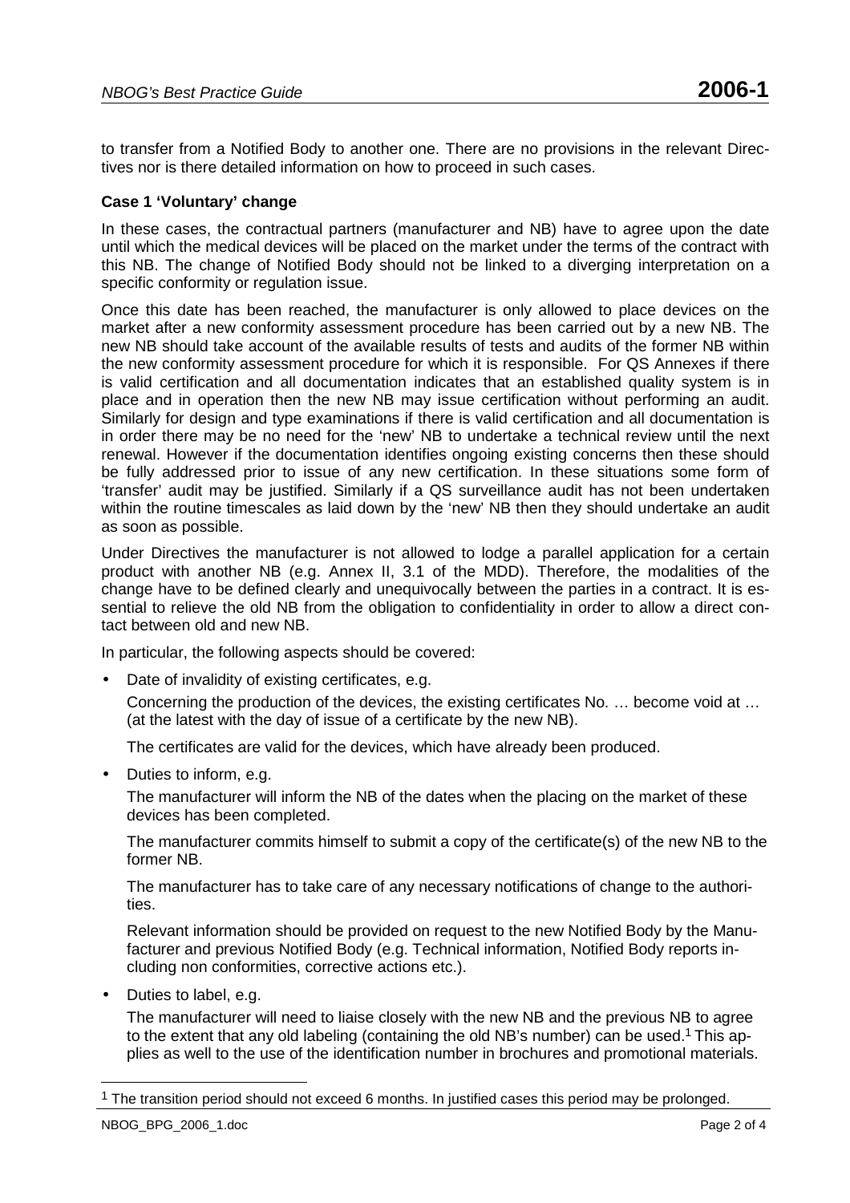to transfer from a Notified Body to another one. There are no provisions in the relevant Directives nor is there detailed information on how to proceed in such cases.

**Case 1 'Voluntary' change**

In these cases, the contractual partners (manufacturer and NB) have to agree upon the date until which the medical devices will be placed on the market under the terms of the contract with this NB. The change of Notified Body should not be linked to a diverging interpretation on a specific conformity or regulation issue.

Once this date has been reached, the manufacturer is only allowed to place devices on the market after a new conformity assessment procedure has been carried out by a new NB. The new NB should take account of the available results of tests and audits of the former NB within the new conformity assessment procedure for which it is responsible. For QS Annexes if there is valid certification and all documentation indicates that an established quality system is in place and in operation then the new NB may issue certification without performing an audit. Similarly for design and type examinations if there is valid certification and all documentation is in order there may be no need for the 'new' NB to undertake a technical review until the next renewal. However if the documentation identifies ongoing existing concerns then these should be fully addressed prior to issue of any new certification. In these situations some form of 'transfer' audit may be justified. Similarly if a QS surveillance audit has not been undertaken within the routine timescales as laid down by the 'new' NB then they should undertake an audit as soon as possible.

Under Directives the manufacturer is not allowed to lodge a parallel application for a certain product with another NB (e.g. Annex II, 3.1 of the MDD). Therefore, the modalities of the change have to be defined clearly and unequivocally between the parties in a contract. It is essential to relieve the old NB from the obligation to confidentiality in order to allow a direct contact between old and new NB.

In particular, the following aspects should be covered:

- Date of invalidity of existing certificates, e.g.

  Concerning the production of the devices, the existing certificates No. … become void at … (at the latest with the day of issue of a certificate by the new NB).

  The certificates are valid for the devices, which have already been produced.

- Duties to inform, e.g.

  The manufacturer will inform the NB of the dates when the placing on the market of these devices has been completed.

  The manufacturer commits himself to submit a copy of the certificate(s) of the new NB to the former NB.

  The manufacturer has to take care of any necessary notifications of change to the authorities.

  Relevant information should be provided on request to the new Notified Body by the Manufacturer and previous Notified Body (e.g. Technical information, Notified Body reports including non conformities, corrective actions etc.).

- Duties to label, e.g.

  The manufacturer will need to liaise closely with the new NB and the previous NB to agree to the extent that any old labeling (containing the old NB's number) can be used.[1] This applies as well to the use of the identification number in brochures and promotional materials.

---

[1] The transition period should not exceed 6 months. In justified cases this period may be prolonged.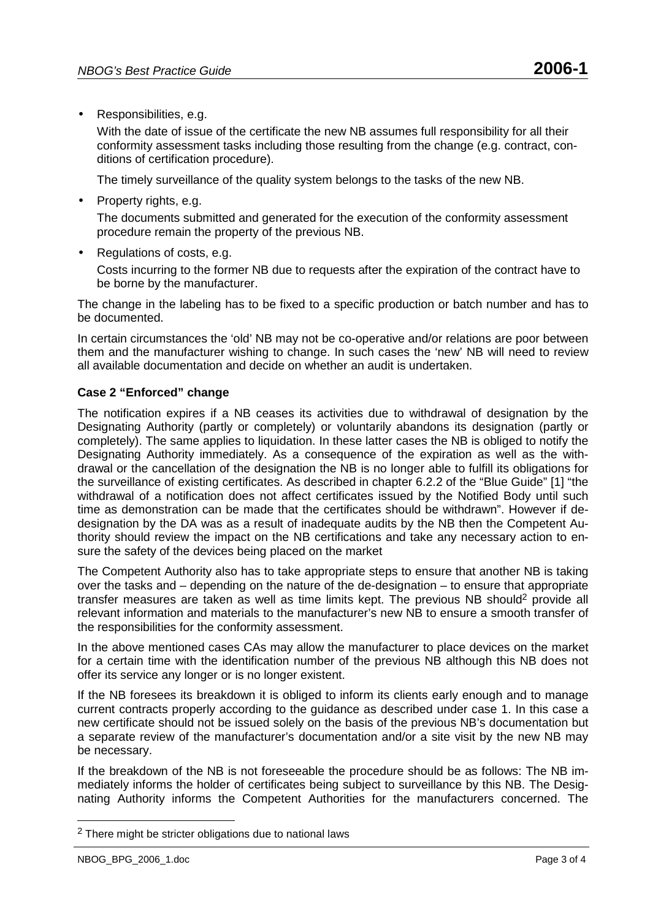- Responsibilities, e.g.

  With the date of issue of the certificate the new NB assumes full responsibility for all their conformity assessment tasks including those resulting from the change (e.g. contract, conditions of certification procedure).

  The timely surveillance of the quality system belongs to the tasks of the new NB.

- Property rights, e.g.

  The documents submitted and generated for the execution of the conformity assessment procedure remain the property of the previous NB.

- Regulations of costs, e.g.

  Costs incurring to the former NB due to requests after the expiration of the contract have to be borne by the manufacturer.

The change in the labeling has to be fixed to a specific production or batch number and has to be documented.

In certain circumstances the 'old' NB may not be co-operative and/or relations are poor between them and the manufacturer wishing to change. In such cases the 'new' NB will need to review all available documentation and decide on whether an audit is undertaken.

**Case 2 "Enforced" change**

The notification expires if a NB ceases its activities due to withdrawal of designation by the Designating Authority (partly or completely) or voluntarily abandons its designation (partly or completely). The same applies to liquidation. In these latter cases the NB is obliged to notify the Designating Authority immediately. As a consequence of the expiration as well as the withdrawal or the cancellation of the designation the NB is no longer able to fulfill its obligations for the surveillance of existing certificates. As described in chapter 6.2.2 of the "Blue Guide" [1] "the withdrawal of a notification does not affect certificates issued by the Notified Body until such time as demonstration can be made that the certificates should be withdrawn". However if de-designation by the DA was as a result of inadequate audits by the NB then the Competent Authority should review the impact on the NB certifications and take any necessary action to ensure the safety of the devices being placed on the market

The Competent Authority also has to take appropriate steps to ensure that another NB is taking over the tasks and – depending on the nature of the de-designation – to ensure that appropriate transfer measures are taken as well as time limits kept. The previous NB should[2] provide all relevant information and materials to the manufacturer's new NB to ensure a smooth transfer of the responsibilities for the conformity assessment.

In the above mentioned cases CAs may allow the manufacturer to place devices on the market for a certain time with the identification number of the previous NB although this NB does not offer its service any longer or is no longer existent.

If the NB foresees its breakdown it is obliged to inform its clients early enough and to manage current contracts properly according to the guidance as described under case 1. In this case a new certificate should not be issued solely on the basis of the previous NB's documentation but a separate review of the manufacturer's documentation and/or a site visit by the new NB may be necessary.

If the breakdown of the NB is not foreseeable the procedure should be as follows: The NB immediately informs the holder of certificates being subject to surveillance by this NB. The Designating Authority informs the Competent Authorities for the manufacturers concerned. The

[2] There might be stricter obligations due to national laws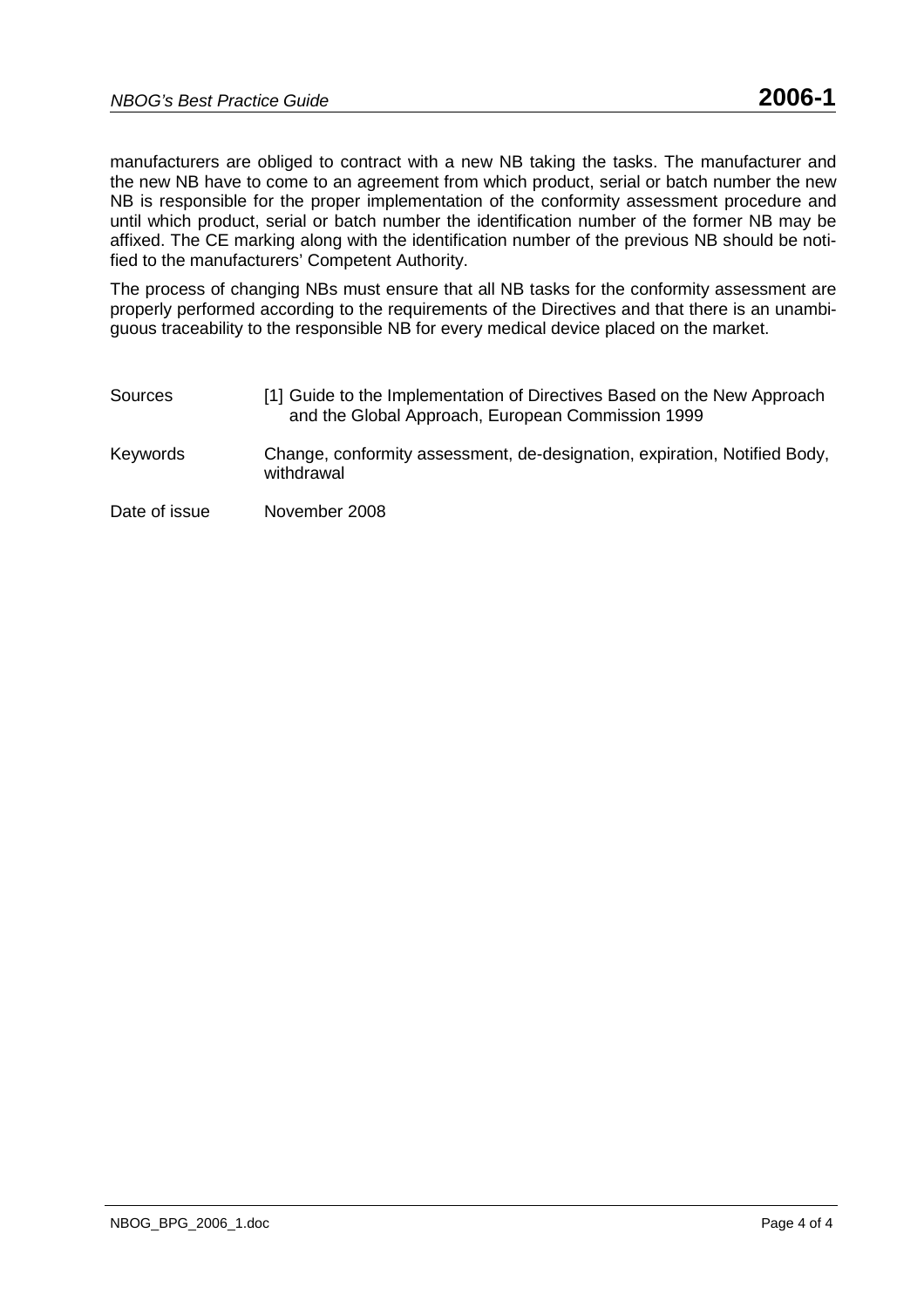manufacturers are obliged to contract with a new NB taking the tasks. The manufacturer and the new NB have to come to an agreement from which product, serial or batch number the new NB is responsible for the proper implementation of the conformity assessment procedure and until which product, serial or batch number the identification number of the former NB may be affixed. The CE marking along with the identification number of the previous NB should be notified to the manufacturers' Competent Authority.

The process of changing NBs must ensure that all NB tasks for the conformity assessment are properly performed according to the requirements of the Directives and that there is an unambiguous traceability to the responsible NB for every medical device placed on the market.

| | |
|---|---|
| Sources | [1] Guide to the Implementation of Directives Based on the New Approach and the Global Approach, European Commission 1999 |
| Keywords | Change, conformity assessment, de-designation, expiration, Notified Body, withdrawal |
| Date of issue | November 2008 |